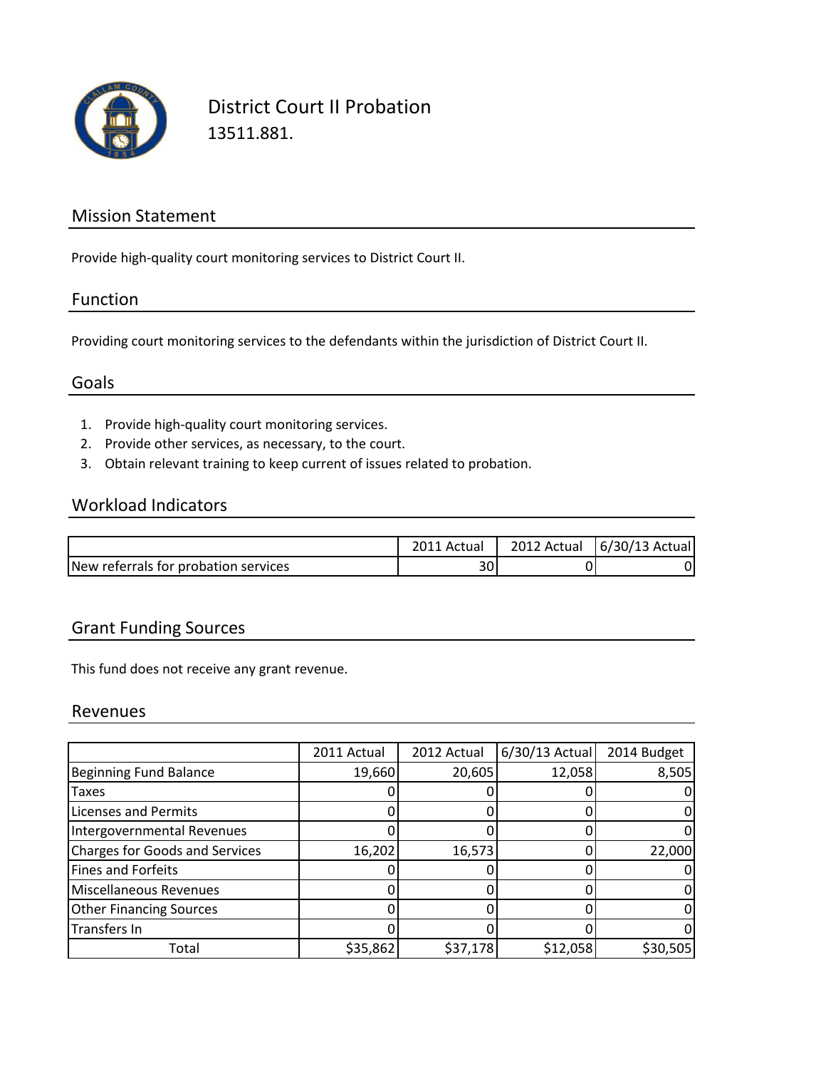# District Court II Probation

13511.881.

## Mission Statement

Provide high-quality court monitoring services to District Court II.

## Function

Providing court monitoring services to the defendants within the jurisdiction of District Court II.

## Goals

1. Provide high-quality court monitoring services.
2. Provide other services, as necessary, to the court.
3. Obtain relevant training to keep current of issues related to probation.

## Workload Indicators

| | 2011 Actual | 2012 Actual | 6/30/13 Actual |
|---|---|---|---|
| New referrals for probation services | 30 | 0 | 0 |

## Grant Funding Sources

This fund does not receive any grant revenue.

## Revenues

| | 2011 Actual | 2012 Actual | 6/30/13 Actual | 2014 Budget |
|---|---|---|---|---|
| Beginning Fund Balance | 19,660 | 20,605 | 12,058 | 8,505 |
| Taxes | 0 | 0 | 0 | 0 |
| Licenses and Permits | 0 | 0 | 0 | 0 |
| Intergovernmental Revenues | 0 | 0 | 0 | 0 |
| Charges for Goods and Services | 16,202 | 16,573 | 0 | 22,000 |
| Fines and Forfeits | 0 | 0 | 0 | 0 |
| Miscellaneous Revenues | 0 | 0 | 0 | 0 |
| Other Financing Sources | 0 | 0 | 0 | 0 |
| Transfers In | 0 | 0 | 0 | 0 |
| Total | $35,862 | $37,178 | $12,058 | $30,505 |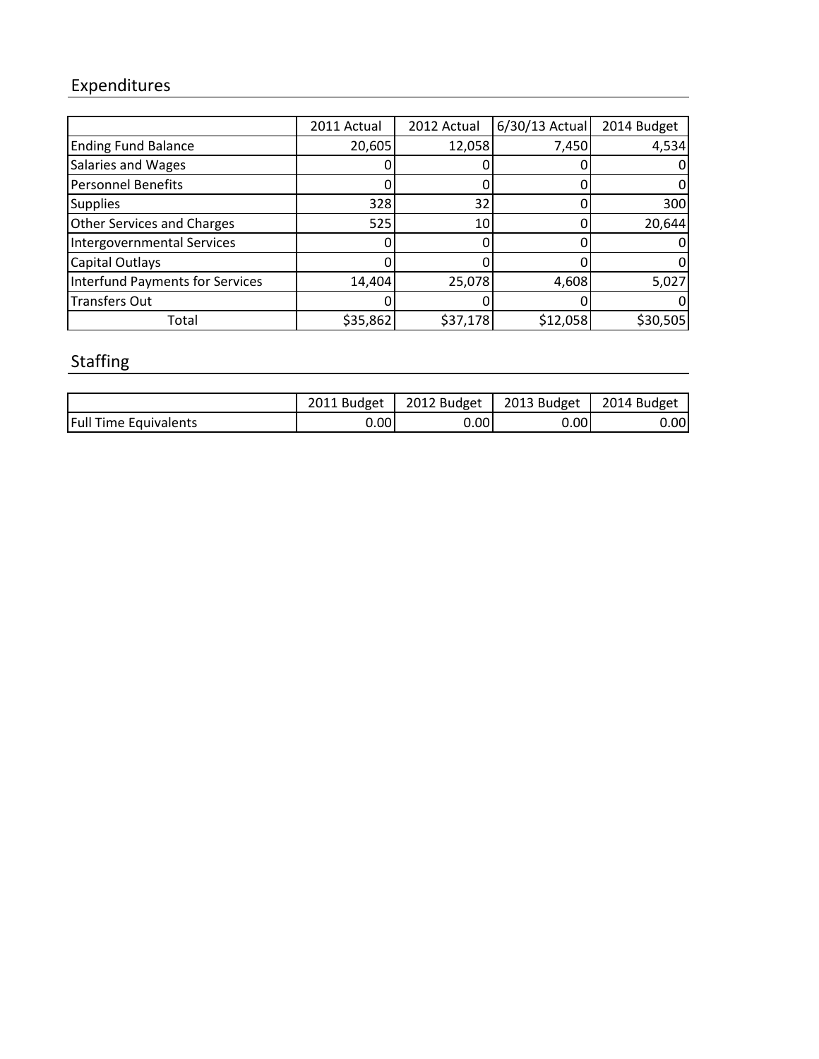## Expenditures

| | 2011 Actual | 2012 Actual | 6/30/13 Actual | 2014 Budget |
|---|---|---|---|---|
| Ending Fund Balance | 20,605 | 12,058 | 7,450 | 4,534 |
| Salaries and Wages | 0 | 0 | 0 | 0 |
| Personnel Benefits | 0 | 0 | 0 | 0 |
| Supplies | 328 | 32 | 0 | 300 |
| Other Services and Charges | 525 | 10 | 0 | 20,644 |
| Intergovernmental Services | 0 | 0 | 0 | 0 |
| Capital Outlays | 0 | 0 | 0 | 0 |
| Interfund Payments for Services | 14,404 | 25,078 | 4,608 | 5,027 |
| Transfers Out | 0 | 0 | 0 | 0 |
| Total | $35,862 | $37,178 | $12,058 | $30,505 |

## Staffing

| | 2011 Budget | 2012 Budget | 2013 Budget | 2014 Budget |
|---|---|---|---|---|
| Full Time Equivalents | 0.00 | 0.00 | 0.00 | 0.00 |